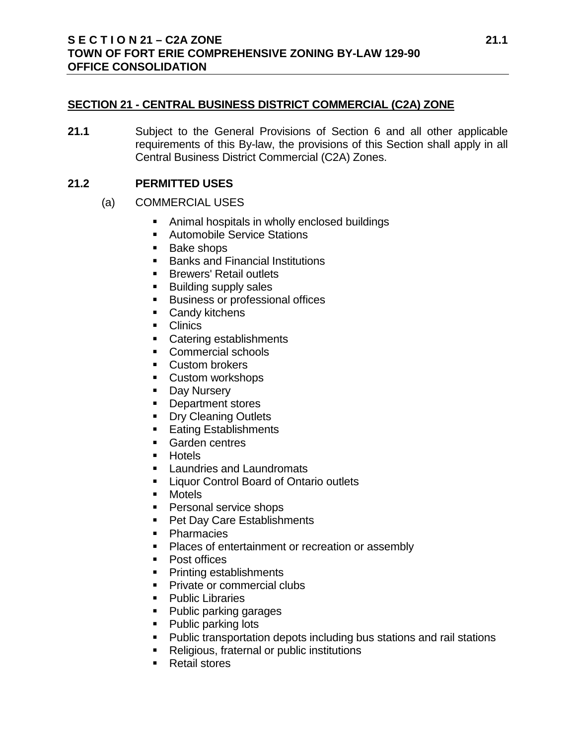## SECTION 21 - CENTRAL BUSINESS DISTRICT COMMERCIAL (C2A) ZONE

**21.1** Subject to the General Provisions of Section 6 and all other applicable requirements of this By-law, the provisions of this Section shall apply in all Central Business District Commercial (C2A) Zones.

### 21.2 PERMITTED USES

(a) COMMERCIAL USES

- Animal hospitals in wholly enclosed buildings
- Automobile Service Stations
- Bake shops
- Banks and Financial Institutions
- Brewers' Retail outlets
- Building supply sales
- Business or professional offices
- Candy kitchens
- Clinics
- Catering establishments
- Commercial schools
- Custom brokers
- Custom workshops
- Day Nursery
- Department stores
- Dry Cleaning Outlets
- Eating Establishments
- Garden centres
- Hotels
- Laundries and Laundromats
- Liquor Control Board of Ontario outlets
- Motels
- Personal service shops
- Pet Day Care Establishments
- Pharmacies
- Places of entertainment or recreation or assembly
- Post offices
- Printing establishments
- Private or commercial clubs
- Public Libraries
- Public parking garages
- Public parking lots
- Public transportation depots including bus stations and rail stations
- Religious, fraternal or public institutions
- Retail stores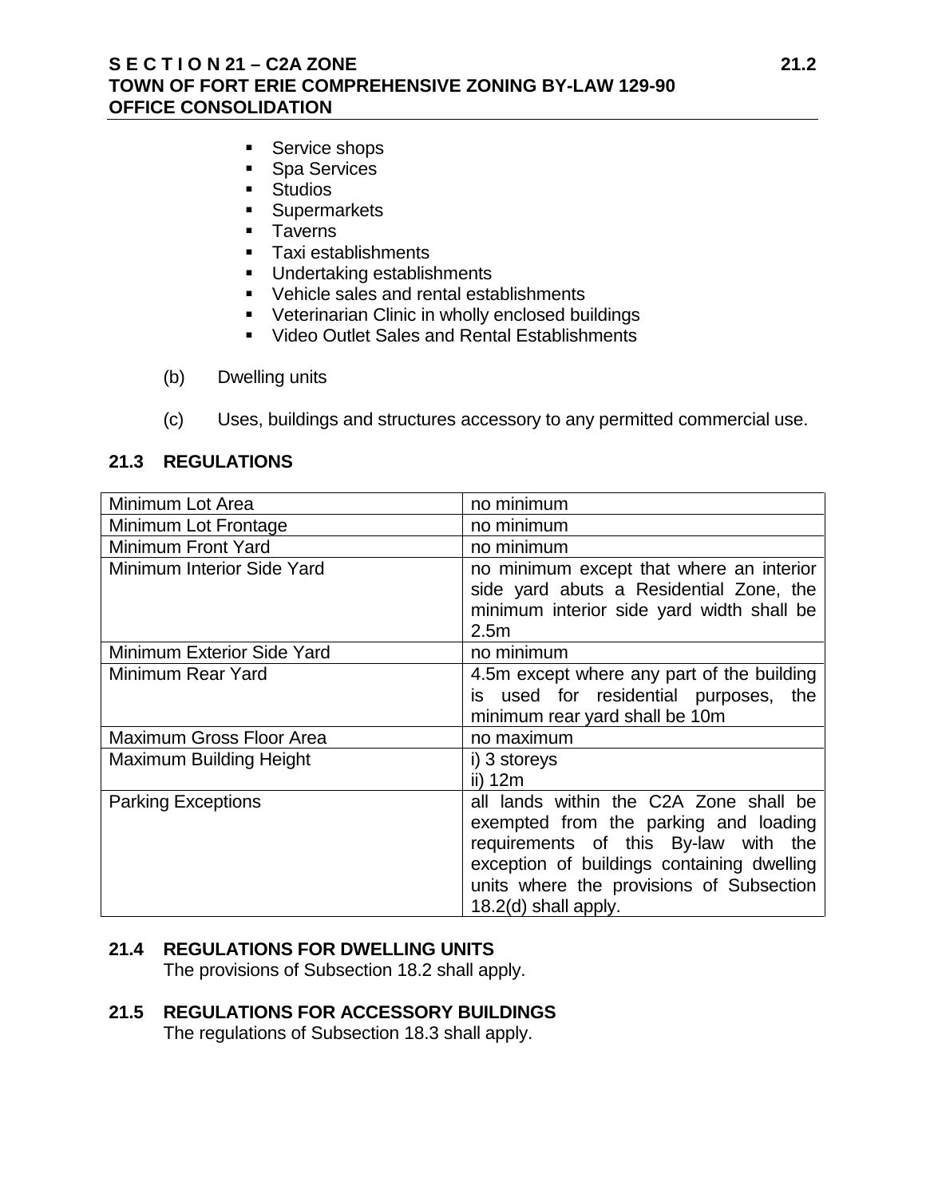- Service shops
- Spa Services
- Studios
- Supermarkets
- Taverns
- Taxi establishments
- Undertaking establishments
- Vehicle sales and rental establishments
- Veterinarian Clinic in wholly enclosed buildings
- Video Outlet Sales and Rental Establishments

(b) Dwelling units

(c) Uses, buildings and structures accessory to any permitted commercial use.

## 21.3 REGULATIONS

| | |
|---|---|
| Minimum Lot Area | no minimum |
| Minimum Lot Frontage | no minimum |
| Minimum Front Yard | no minimum |
| Minimum Interior Side Yard | no minimum except that where an interior side yard abuts a Residential Zone, the minimum interior side yard width shall be 2.5m |
| Minimum Exterior Side Yard | no minimum |
| Minimum Rear Yard | 4.5m except where any part of the building is used for residential purposes, the minimum rear yard shall be 10m |
| Maximum Gross Floor Area | no maximum |
| Maximum Building Height | i) 3 storeys<br>ii) 12m |
| Parking Exceptions | all lands within the C2A Zone shall be exempted from the parking and loading requirements of this By-law with the exception of buildings containing dwelling units where the provisions of Subsection 18.2(d) shall apply. |

## 21.4 REGULATIONS FOR DWELLING UNITS

The provisions of Subsection 18.2 shall apply.

## 21.5 REGULATIONS FOR ACCESSORY BUILDINGS

The regulations of Subsection 18.3 shall apply.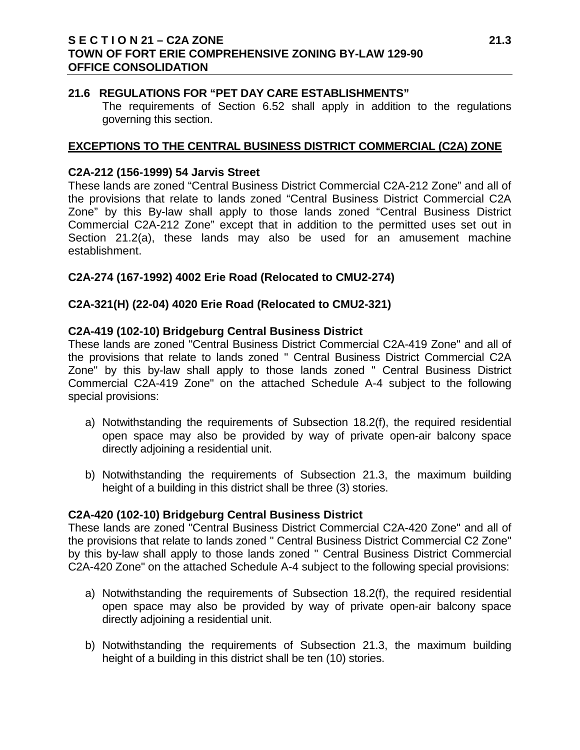### 21.6 REGULATIONS FOR "PET DAY CARE ESTABLISHMENTS"

The requirements of Section 6.52 shall apply in addition to the regulations governing this section.

## EXCEPTIONS TO THE CENTRAL BUSINESS DISTRICT COMMERCIAL (C2A) ZONE

**C2A-212 (156-1999) 54 Jarvis Street**

These lands are zoned "Central Business District Commercial C2A-212 Zone" and all of the provisions that relate to lands zoned "Central Business District Commercial C2A Zone" by this By-law shall apply to those lands zoned "Central Business District Commercial C2A-212 Zone" except that in addition to the permitted uses set out in Section 21.2(a), these lands may also be used for an amusement machine establishment.

**C2A-274 (167-1992) 4002 Erie Road (Relocated to CMU2-274)**

**C2A-321(H) (22-04) 4020 Erie Road (Relocated to CMU2-321)**

**C2A-419 (102-10) Bridgeburg Central Business District**

These lands are zoned "Central Business District Commercial C2A-419 Zone" and all of the provisions that relate to lands zoned " Central Business District Commercial C2A Zone" by this by-law shall apply to those lands zoned " Central Business District Commercial C2A-419 Zone" on the attached Schedule A-4 subject to the following special provisions:

a) Notwithstanding the requirements of Subsection 18.2(f), the required residential open space may also be provided by way of private open-air balcony space directly adjoining a residential unit.

b) Notwithstanding the requirements of Subsection 21.3, the maximum building height of a building in this district shall be three (3) stories.

**C2A-420 (102-10) Bridgeburg Central Business District**

These lands are zoned "Central Business District Commercial C2A-420 Zone" and all of the provisions that relate to lands zoned " Central Business District Commercial C2 Zone" by this by-law shall apply to those lands zoned " Central Business District Commercial C2A-420 Zone" on the attached Schedule A-4 subject to the following special provisions:

a) Notwithstanding the requirements of Subsection 18.2(f), the required residential open space may also be provided by way of private open-air balcony space directly adjoining a residential unit.

b) Notwithstanding the requirements of Subsection 21.3, the maximum building height of a building in this district shall be ten (10) stories.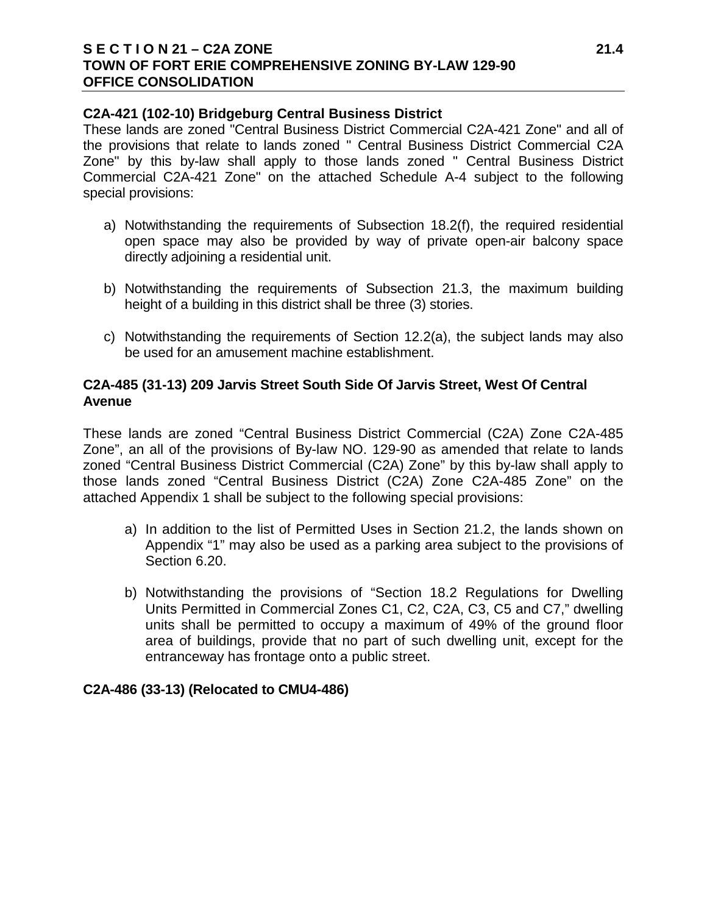**C2A-421 (102-10) Bridgeburg Central Business District**

These lands are zoned "Central Business District Commercial C2A-421 Zone" and all of the provisions that relate to lands zoned " Central Business District Commercial C2A Zone" by this by-law shall apply to those lands zoned " Central Business District Commercial C2A-421 Zone" on the attached Schedule A-4 subject to the following special provisions:

a) Notwithstanding the requirements of Subsection 18.2(f), the required residential open space may also be provided by way of private open-air balcony space directly adjoining a residential unit.

b) Notwithstanding the requirements of Subsection 21.3, the maximum building height of a building in this district shall be three (3) stories.

c) Notwithstanding the requirements of Section 12.2(a), the subject lands may also be used for an amusement machine establishment.

**C2A-485 (31-13) 209 Jarvis Street South Side Of Jarvis Street, West Of Central Avenue**

These lands are zoned “Central Business District Commercial (C2A) Zone C2A-485 Zone”, an all of the provisions of By-law NO. 129-90 as amended that relate to lands zoned “Central Business District Commercial (C2A) Zone” by this by-law shall apply to those lands zoned “Central Business District (C2A) Zone C2A-485 Zone” on the attached Appendix 1 shall be subject to the following special provisions:

a) In addition to the list of Permitted Uses in Section 21.2, the lands shown on Appendix “1” may also be used as a parking area subject to the provisions of Section 6.20.

b) Notwithstanding the provisions of “Section 18.2 Regulations for Dwelling Units Permitted in Commercial Zones C1, C2, C2A, C3, C5 and C7,” dwelling units shall be permitted to occupy a maximum of 49% of the ground floor area of buildings, provide that no part of such dwelling unit, except for the entranceway has frontage onto a public street.

**C2A-486 (33-13) (Relocated to CMU4-486)**